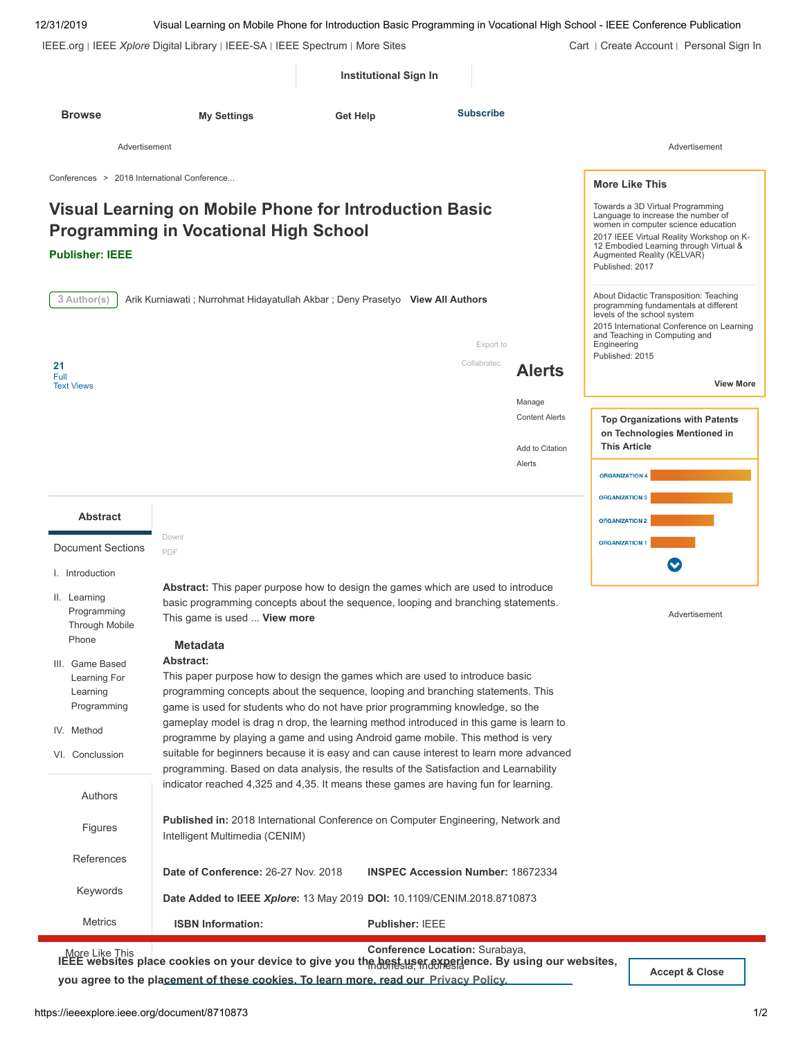# Visual Learning on Mobile Phone for Introduction Basic Programming in Vocational High School

**Publisher: IEEE**

3 Author(s): Arik Kurniawati ; Nurrohmat Hidayatullah Akbar ; Deny Prasetyo

**Abstract:** This paper purpose how to design the games which are used to introduce basic programming concepts about the sequence, looping and branching statements. This game is used ... **View more**

## Metadata

**Abstract:**

This paper purpose how to design the games which are used to introduce basic programming concepts about the sequence, looping and branching statements. This game is used for students who do not have prior programming knowledge, so the gameplay model is drag n drop, the learning method introduced in this game is learn to programme by playing a game and using Android game mobile. This method is very suitable for beginners because it is easy and can cause interest to learn more advanced programming. Based on data analysis, the results of the Satisfaction and Learnability indicator reached 4,325 and 4,35. It means these games are having fun for learning.

**Published in:** 2018 International Conference on Computer Engineering, Network and Intelligent Multimedia (CENIM)

**Date of Conference:** 26-27 Nov. 2018

**INSPEC Accession Number:** 18672334

**Date Added to IEEE *Xplore*:** 13 May 2019

**DOI:** 10.1109/CENIM.2018.8710873

**ISBN Information:**

**Publisher:** IEEE

**Conference Location:** Surabaya, Indonesia, Indonesia

Document Sections

- I. Introduction
- II. Learning Programming Through Mobile Phone
- III. Game Based Learning For Learning Programming
- IV. Method
- VI. Conclussion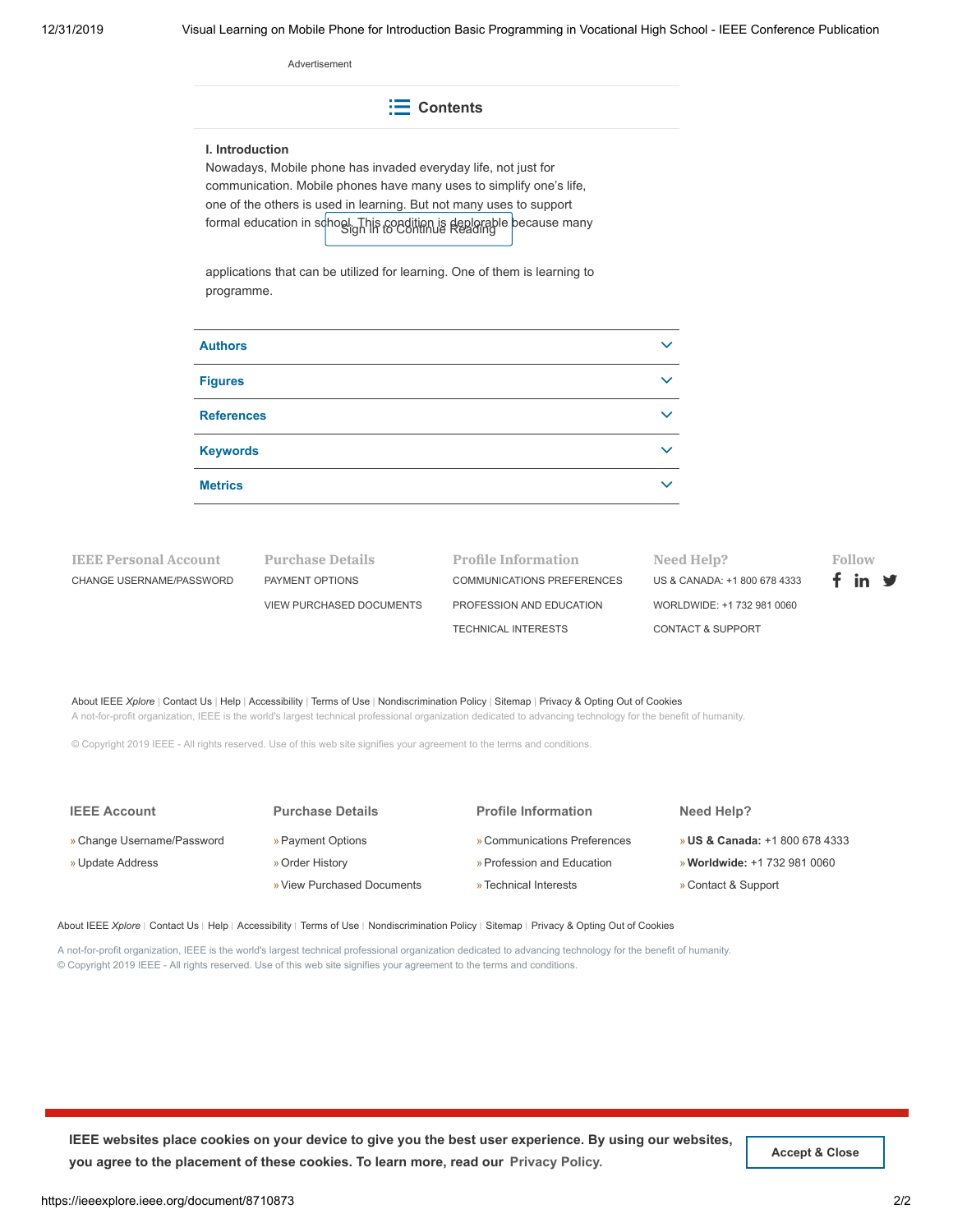Advertisement

## Contents

### I. Introduction

Nowadays, Mobile phone has invaded everyday life, not just for communication. Mobile phones have many uses to simplify one's life, one of the others is used in learning. But not many uses to support formal education in school. This condition is deplorable because many

Sign in to Continue Reading

applications that can be utilized for learning. One of them is learning to programme.

Authors

Figures

References

Keywords

Metrics

**IEEE Personal Account**
CHANGE USERNAME/PASSWORD

**Purchase Details**
PAYMENT OPTIONS
VIEW PURCHASED DOCUMENTS

**Profile Information**
COMMUNICATIONS PREFERENCES
PROFESSION AND EDUCATION
TECHNICAL INTERESTS

**Need Help?**
US & CANADA: +1 800 678 4333
WORLDWIDE: +1 732 981 0060
CONTACT & SUPPORT

**Follow**

About IEEE *Xplore* | Contact Us | Help | Accessibility | Terms of Use | Nondiscrimination Policy | Sitemap | Privacy & Opting Out of Cookies

A not-for-profit organization, IEEE is the world's largest technical professional organization dedicated to advancing technology for the benefit of humanity.

© Copyright 2019 IEEE - All rights reserved. Use of this web site signifies your agreement to the terms and conditions.

**IEEE Account**
» Change Username/Password
» Update Address

**Purchase Details**
» Payment Options
» Order History
» View Purchased Documents

**Profile Information**
» Communications Preferences
» Profession and Education
» Technical Interests

**Need Help?**
» **US & Canada:** +1 800 678 4333
» **Worldwide:** +1 732 981 0060
» Contact & Support

About IEEE *Xplore* | Contact Us | Help | Accessibility | Terms of Use | Nondiscrimination Policy | Sitemap | Privacy & Opting Out of Cookies

A not-for-profit organization, IEEE is the world's largest technical professional organization dedicated to advancing technology for the benefit of humanity.
© Copyright 2019 IEEE - All rights reserved. Use of this web site signifies your agreement to the terms and conditions.

**IEEE websites place cookies on your device to give you the best user experience. By using our websites, you agree to the placement of these cookies. To learn more, read our Privacy Policy.**

Accept & Close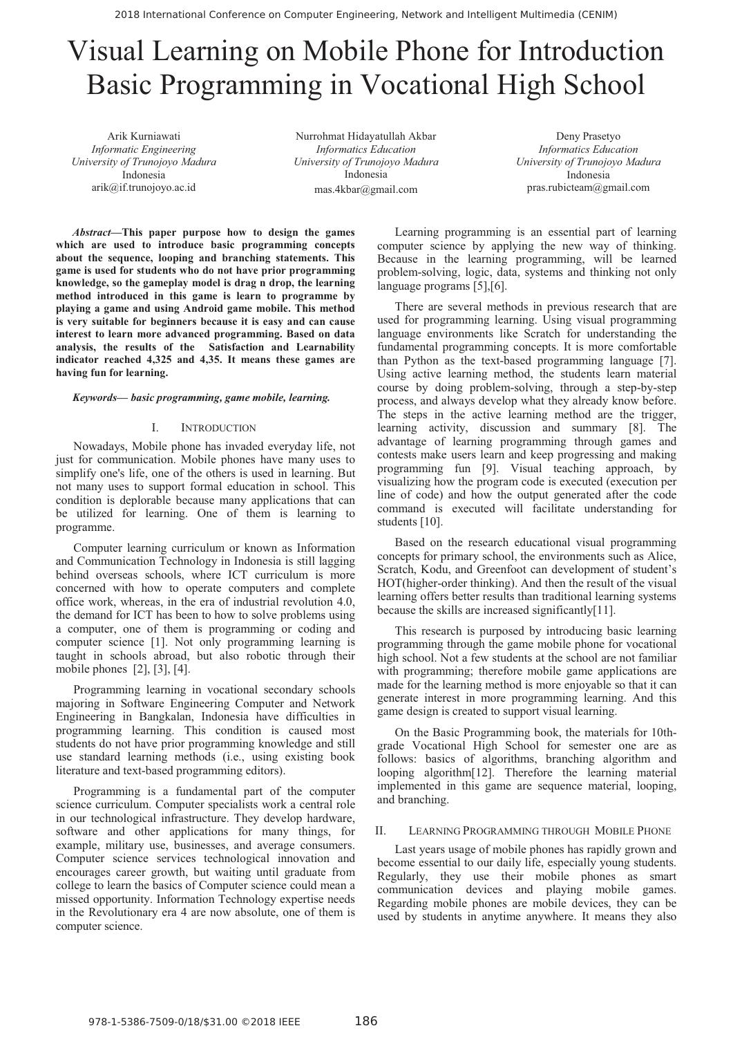# Visual Learning on Mobile Phone for Introduction Basic Programming in Vocational High School

Arik Kurniawati
*Informatic Engineering*
*University of Trunojoyo Madura*
Indonesia
arik@if.trunojoyo.ac.id

Nurrohmat Hidayatullah Akbar
*Informatics Education*
*University of Trunojoyo Madura*
Indonesia
mas.4kbar@gmail.com

Deny Prasetyo
*Informatics Education*
*University of Trunojoyo Madura*
Indonesia
pras.rubicteam@gmail.com

***Abstract*—This paper purpose how to design the games which are used to introduce basic programming concepts about the sequence, looping and branching statements. This game is used for students who do not have prior programming knowledge, so the gameplay model is drag n drop, the learning method introduced in this game is learn to programme by playing a game and using Android game mobile. This method is very suitable for beginners because it is easy and can cause interest to learn more advanced programming. Based on data analysis, the results of the Satisfaction and Learnability indicator reached 4,325 and 4,35. It means these games are having fun for learning.**

***Keywords*— basic programming, game mobile, learning.**

## I. Introduction

Nowadays, Mobile phone has invaded everyday life, not just for communication. Mobile phones have many uses to simplify one's life, one of the others is used in learning. But not many uses to support formal education in school. This condition is deplorable because many applications that can be utilized for learning. One of them is learning to programme.

Computer learning curriculum or known as Information and Communication Technology in Indonesia is still lagging behind overseas schools, where ICT curriculum is more concerned with how to operate computers and complete office work, whereas, in the era of industrial revolution 4.0, the demand for ICT has been to how to solve problems using a computer, one of them is programming or coding and computer science [1]. Not only programming learning is taught in schools abroad, but also robotic through their mobile phones [2], [3], [4].

Programming learning in vocational secondary schools majoring in Software Engineering Computer and Network Engineering in Bangkalan, Indonesia have difficulties in programming learning. This condition is caused most students do not have prior programming knowledge and still use standard learning methods (i.e., using existing book literature and text-based programming editors).

Programming is a fundamental part of the computer science curriculum. Computer specialists work a central role in our technological infrastructure. They develop hardware, software and other applications for many things, for example, military use, businesses, and average consumers. Computer science services technological innovation and encourages career growth, but waiting until graduate from college to learn the basics of Computer science could mean a missed opportunity. Information Technology expertise needs in the Revolutionary era 4 are now absolute, one of them is computer science.

Learning programming is an essential part of learning computer science by applying the new way of thinking. Because in the learning programming, will be learned problem-solving, logic, data, systems and thinking not only language programs [5],[6].

There are several methods in previous research that are used for programming learning. Using visual programming language environments like Scratch for understanding the fundamental programming concepts. It is more comfortable than Python as the text-based programming language [7]. Using active learning method, the students learn material course by doing problem-solving, through a step-by-step process, and always develop what they already know before. The steps in the active learning method are the trigger, learning activity, discussion and summary [8]. The advantage of learning programming through games and contests make users learn and keep progressing and making programming fun [9]. Visual teaching approach, by visualizing how the program code is executed (execution per line of code) and how the output generated after the code command is executed will facilitate understanding for students [10].

Based on the research educational visual programming concepts for primary school, the environments such as Alice, Scratch, Kodu, and Greenfoot can development of student's HOT(higher-order thinking). And then the result of the visual learning offers better results than traditional learning systems because the skills are increased significantly[11].

This research is purposed by introducing basic learning programming through the game mobile phone for vocational high school. Not a few students at the school are not familiar with programming; therefore mobile game applications are made for the learning method is more enjoyable so that it can generate interest in more programming learning. And this game design is created to support visual learning.

On the Basic Programming book, the materials for 10th-grade Vocational High School for semester one are as follows: basics of algorithms, branching algorithm and looping algorithm[12]. Therefore the learning material implemented in this game are sequence material, looping, and branching.

## II. Learning Programming through Mobile Phone

Last years usage of mobile phones has rapidly grown and become essential to our daily life, especially young students. Regularly, they use their mobile phones as smart communication devices and playing mobile games. Regarding mobile phones are mobile devices, they can be used by students in anytime anywhere. It means they also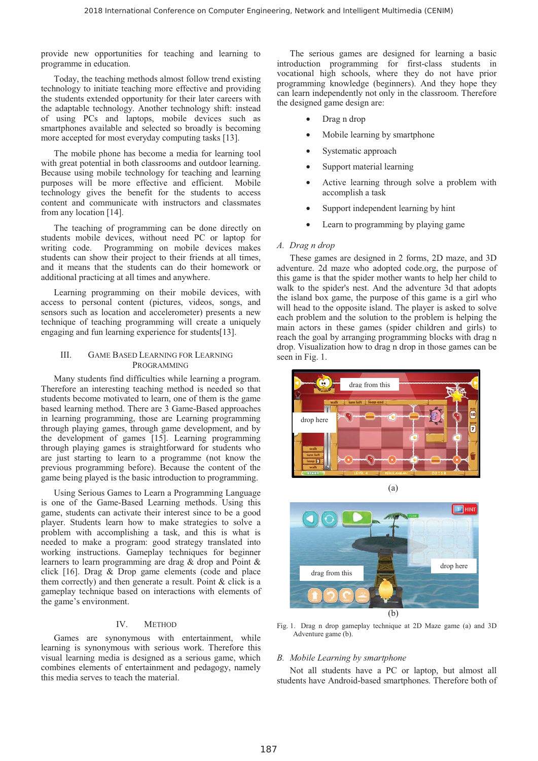provide new opportunities for teaching and learning to programme in education.

Today, the teaching methods almost follow trend existing technology to initiate teaching more effective and providing the students extended opportunity for their later careers with the adaptable technology. Another technology shift: instead of using PCs and laptops, mobile devices such as smartphones available and selected so broadly is becoming more accepted for most everyday computing tasks [13].

The mobile phone has become a media for learning tool with great potential in both classrooms and outdoor learning. Because using mobile technology for teaching and learning purposes will be more effective and efficient. Mobile technology gives the benefit for the students to access content and communicate with instructors and classmates from any location [14].

The teaching of programming can be done directly on students mobile devices, without need PC or laptop for writing code. Programming on mobile devices makes students can show their project to their friends at all times, and it means that the students can do their homework or additional practicing at all times and anywhere.

Learning programming on their mobile devices, with access to personal content (pictures, videos, songs, and sensors such as location and accelerometer) presents a new technique of teaching programming will create a uniquely engaging and fun learning experience for students[13].

## III. Game Based Learning for Learning Programming

Many students find difficulties while learning a program. Therefore an interesting teaching method is needed so that students become motivated to learn, one of them is the game based learning method. There are 3 Game-Based approaches in learning programming, those are Learning programming through playing games, through game development, and by the development of games [15]. Learning programming through playing games is straightforward for students who are just starting to learn to a programme (not know the previous programming before). Because the content of the game being played is the basic introduction to programming.

Using Serious Games to Learn a Programming Language is one of the Game-Based Learning methods. Using this game, students can activate their interest since to be a good player. Students learn how to make strategies to solve a problem with accomplishing a task, and this is what is needed to make a program: good strategy translated into working instructions. Gameplay techniques for beginner learners to learn programming are drag & drop and Point & click [16]. Drag & Drop game elements (code and place them correctly) and then generate a result. Point & click is a gameplay technique based on interactions with elements of the game's environment.

## IV. Method

Games are synonymous with entertainment, while learning is synonymous with serious work. Therefore this visual learning media is designed as a serious game, which combines elements of entertainment and pedagogy, namely this media serves to teach the material.

The serious games are designed for learning a basic introduction programming for first-class students in vocational high schools, where they do not have prior programming knowledge (beginners). And they hope they can learn independently not only in the classroom. Therefore the designed game design are:

- Drag n drop
- Mobile learning by smartphone
- Systematic approach
- Support material learning
- Active learning through solve a problem with accomplish a task
- Support independent learning by hint
- Learn to programming by playing game

### *A. Drag n drop*

These games are designed in 2 forms, 2D maze, and 3D adventure. 2d maze who adopted code.org, the purpose of this game is that the spider mother wants to help her child to walk to the spider's nest. And the adventure 3d that adopts the island box game, the purpose of this game is a girl who will head to the opposite island. The player is asked to solve each problem and the solution to the problem is helping the main actors in these games (spider children and girls) to reach the goal by arranging programming blocks with drag n drop. Visualization how to drag n drop in those games can be seen in Fig. 1.

(a)

(b)

Fig. 1. Drag n drop gameplay technique at 2D Maze game (a) and 3D Adventure game (b).

### *B. Mobile Learning by smartphone*

Not all students have a PC or laptop, but almost all students have Android-based smartphones. Therefore both of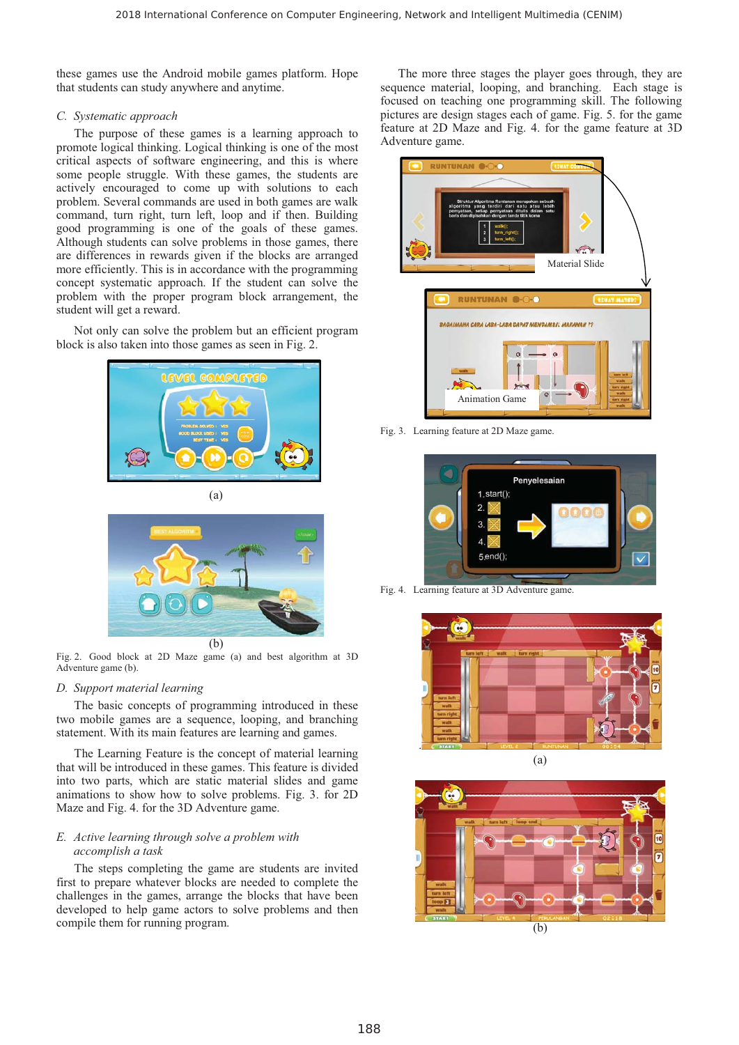these games use the Android mobile games platform. Hope that students can study anywhere and anytime.

### C. Systematic approach

The purpose of these games is a learning approach to promote logical thinking. Logical thinking is one of the most critical aspects of software engineering, and this is where some people struggle. With these games, the students are actively encouraged to come up with solutions to each problem. Several commands are used in both games are walk command, turn right, turn left, loop and if then. Building good programming is one of the goals of these games. Although students can solve problems in those games, there are differences in rewards given if the blocks are arranged more efficiently. This is in accordance with the programming concept systematic approach. If the student can solve the problem with the proper program block arrangement, the student will get a reward.

Not only can solve the problem but an efficient program block is also taken into those games as seen in Fig. 2.

(a)

(b)

Fig. 2. Good block at 2D Maze game (a) and best algorithm at 3D Adventure game (b).

### D. Support material learning

The basic concepts of programming introduced in these two mobile games are a sequence, looping, and branching statement. With its main features are learning and games.

The Learning Feature is the concept of material learning that will be introduced in these games. This feature is divided into two parts, which are static material slides and game animations to show how to solve problems. Fig. 3. for 2D Maze and Fig. 4. for the 3D Adventure game.

### E. Active learning through solve a problem with accomplish a task

The steps completing the game are students are invited first to prepare whatever blocks are needed to complete the challenges in the games, arrange the blocks that have been developed to help game actors to solve problems and then compile them for running program.

The more three stages the player goes through, they are sequence material, looping, and branching. Each stage is focused on teaching one programming skill. The following pictures are design stages each of game. Fig. 5. for the game feature at 2D Maze and Fig. 4. for the game feature at 3D Adventure game.

Material Slide

Animation Game

Fig. 3. Learning feature at 2D Maze game.

Fig. 4. Learning feature at 3D Adventure game.

(a)

(b)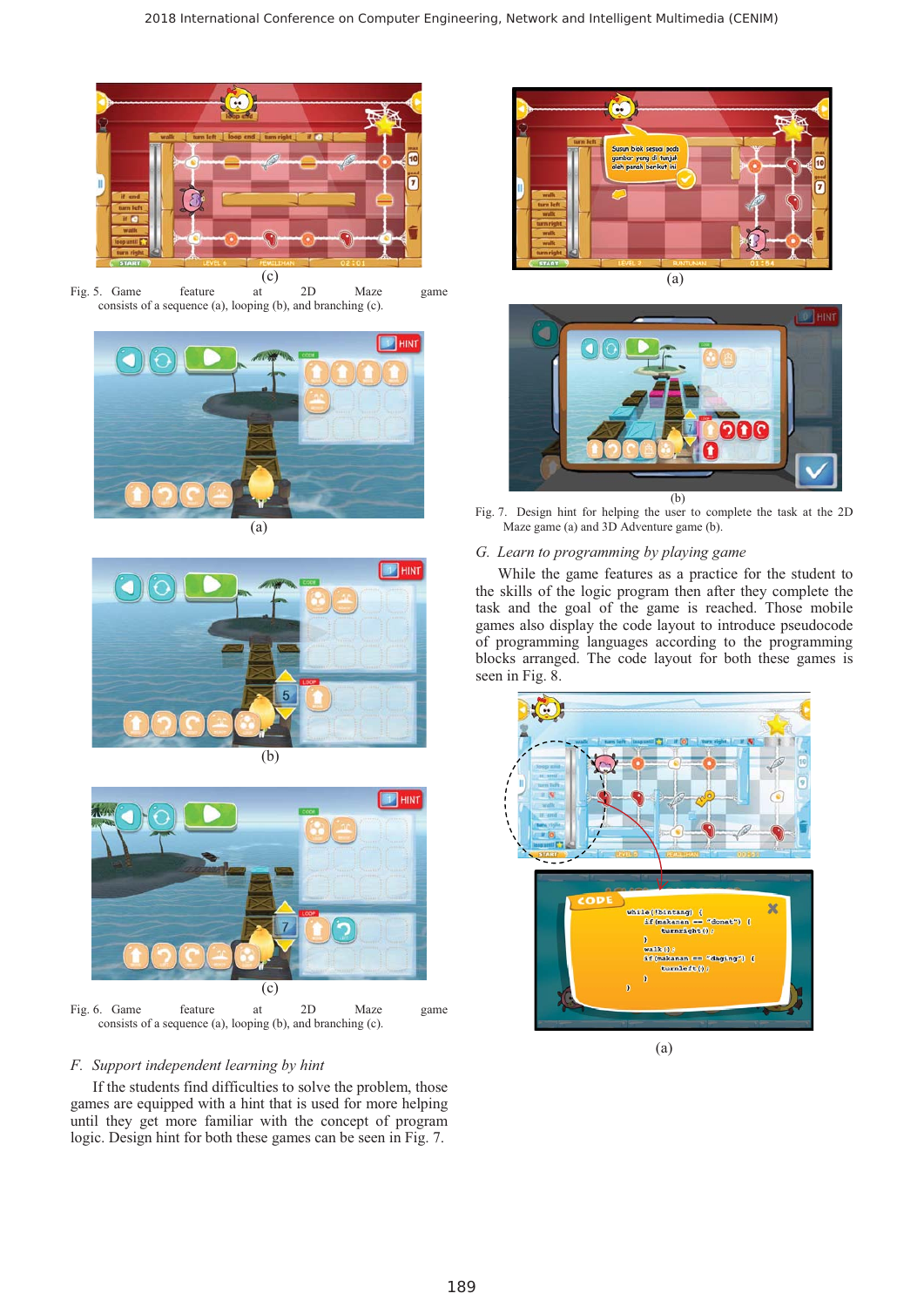(c)

Fig. 5. Game feature at 2D Maze game consists of a sequence (a), looping (b), and branching (c).

(a)

(b)

(c)

Fig. 6. Game feature at 2D Maze game consists of a sequence (a), looping (b), and branching (c).

### *F. Support independent learning by hint*

If the students find difficulties to solve the problem, those games are equipped with a hint that is used for more helping until they get more familiar with the concept of program logic. Design hint for both these games can be seen in Fig. 7.

(a)

(b)

Fig. 7. Design hint for helping the user to complete the task at the 2D Maze game (a) and 3D Adventure game (b).

### *G. Learn to programming by playing game*

While the game features as a practice for the student to the skills of the logic program then after they complete the task and the goal of the game is reached. Those mobile games also display the code layout to introduce pseudocode of programming languages according to the programming blocks arranged. The code layout for both these games is seen in Fig. 8.

(a)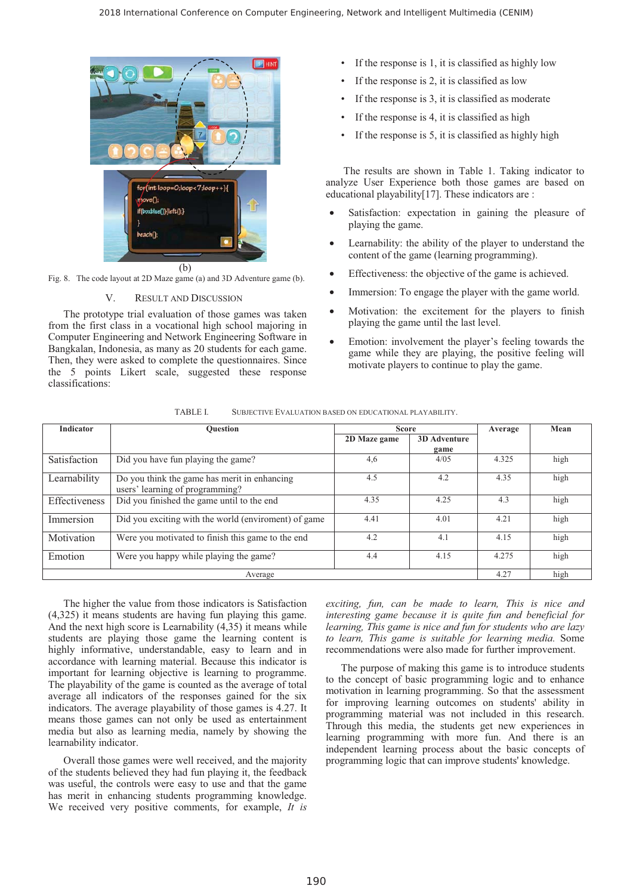(b)

Fig. 8. The code layout at 2D Maze game (a) and 3D Adventure game (b).

## V. RESULT AND DISCUSSION

The prototype trial evaluation of those games was taken from the first class in a vocational high school majoring in Computer Engineering and Network Engineering Software in Bangkalan, Indonesia, as many as 20 students for each game. Then, they were asked to complete the questionnaires. Since the 5 points Likert scale, suggested these response classifications:

- If the response is 1, it is classified as highly low
- If the response is 2, it is classified as low
- If the response is 3, it is classified as moderate
- If the response is 4, it is classified as high
- If the response is 5, it is classified as highly high

The results are shown in Table 1. Taking indicator to analyze User Experience both those games are based on educational playability[17]. These indicators are :

- Satisfaction: expectation in gaining the pleasure of playing the game.
- Learnability: the ability of the player to understand the content of the game (learning programming).
- Effectiveness: the objective of the game is achieved.
- Immersion: To engage the player with the game world.
- Motivation: the excitement for the players to finish playing the game until the last level.
- Emotion: involvement the player's feeling towards the game while they are playing, the positive feeling will motivate players to continue to play the game.

TABLE I. SUBJECTIVE EVALUATION BASED ON EDUCATIONAL PLAYABILITY.

| Indicator | Question | Score | | Average | Mean |
|---|---|---|---|---|---|
| | | 2D Maze game | 3D Adventure game | | |
| Satisfaction | Did you have fun playing the game? | 4,6 | 4/05 | 4.325 | high |
| Learnability | Do you think the game has merit in enhancing users' learning of programming? | 4.5 | 4.2 | 4.35 | high |
| Effectiveness | Did you finished the game until to the end | 4.35 | 4.25 | 4.3 | high |
| Immersion | Did you exciting with the world (enviroment) of game | 4.41 | 4.01 | 4.21 | high |
| Motivation | Were you motivated to finish this game to the end | 4.2 | 4.1 | 4.15 | high |
| Emotion | Were you happy while playing the game? | 4.4 | 4.15 | 4.275 | high |
| Average | | | | 4.27 | high |

The higher the value from those indicators is Satisfaction (4,325) it means students are having fun playing this game. And the next high score is Learnability (4,35) it means while students are playing those game the learning content is highly informative, understandable, easy to learn and in accordance with learning material. Because this indicator is important for learning objective is learning to programme. The playability of the game is counted as the average of total average all indicators of the responses gained for the six indicators. The average playability of those games is 4.27. It means those games can not only be used as entertainment media but also as learning media, namely by showing the learnability indicator.

Overall those games were well received, and the majority of the students believed they had fun playing it, the feedback was useful, the controls were easy to use and that the game has merit in enhancing students programming knowledge. We received very positive comments, for example, *It is exciting, fun, can be made to learn, This is nice and interesting game because it is quite fun and beneficial for learning, This game is nice and fun for students who are lazy to learn, This game is suitable for learning media.* Some recommendations were also made for further improvement.

The purpose of making this game is to introduce students to the concept of basic programming logic and to enhance motivation in learning programming. So that the assessment for improving learning outcomes on students' ability in programming material was not included in this research. Through this media, the students get new experiences in learning programming with more fun. And there is an independent learning process about the basic concepts of programming logic that can improve students' knowledge.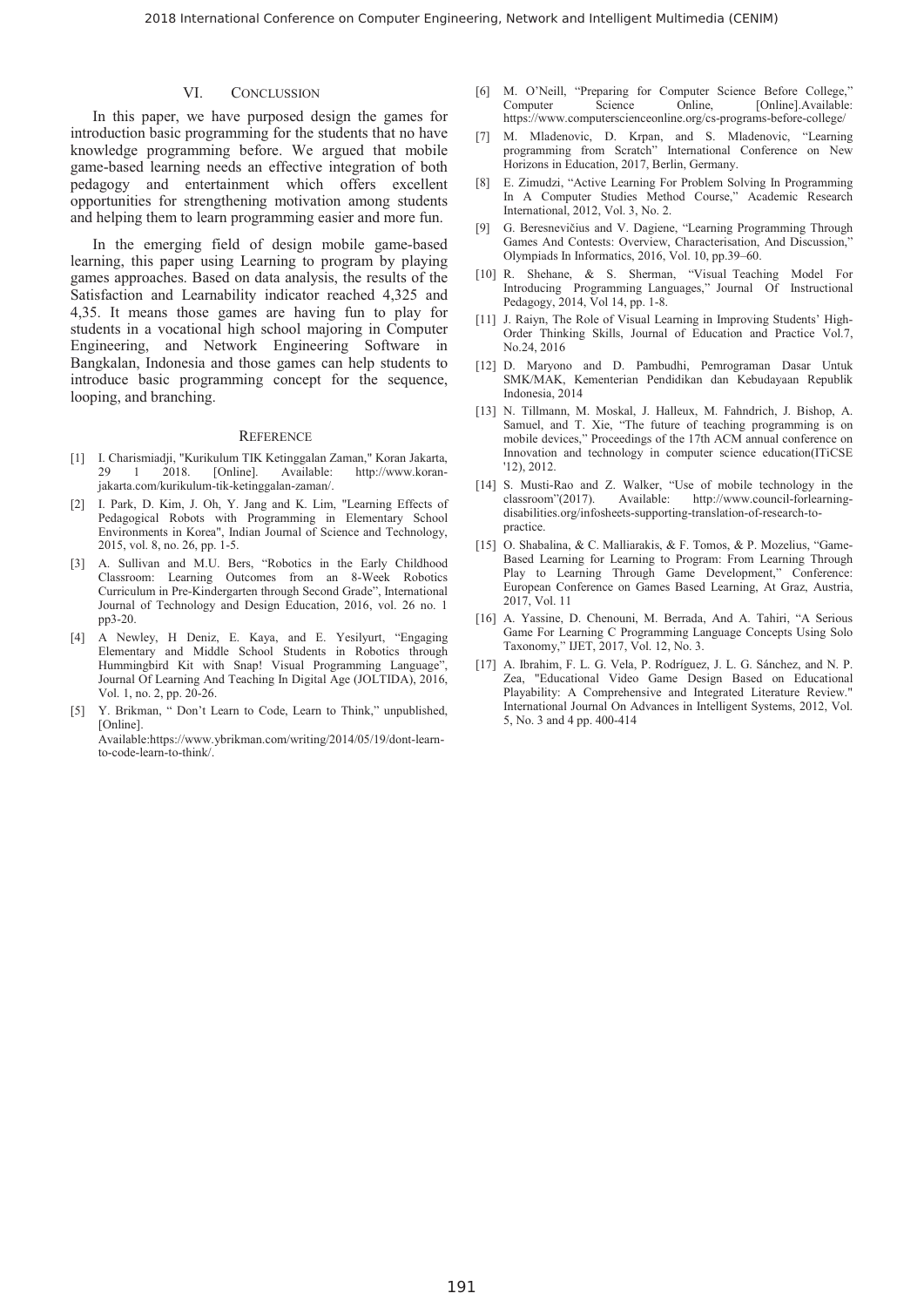## VI. CONCLUSSION

In this paper, we have purposed design the games for introduction basic programming for the students that no have knowledge programming before. We argued that mobile game-based learning needs an effective integration of both pedagogy and entertainment which offers excellent opportunities for strengthening motivation among students and helping them to learn programming easier and more fun.

In the emerging field of design mobile game-based learning, this paper using Learning to program by playing games approaches. Based on data analysis, the results of the Satisfaction and Learnability indicator reached 4,325 and 4,35. It means those games are having fun to play for students in a vocational high school majoring in Computer Engineering, and Network Engineering Software in Bangkalan, Indonesia and those games can help students to introduce basic programming concept for the sequence, looping, and branching.

## REFERENCE

[1] I. Charismiadji, "Kurikulum TIK Ketinggalan Zaman," Koran Jakarta, 29 1 2018. [Online]. Available: http://www.koran-jakarta.com/kurikulum-tik-ketinggalan-zaman/.

[2] I. Park, D. Kim, J. Oh, Y. Jang and K. Lim, "Learning Effects of Pedagogical Robots with Programming in Elementary School Environments in Korea", Indian Journal of Science and Technology, 2015, vol. 8, no. 26, pp. 1-5.

[3] A. Sullivan and M.U. Bers, "Robotics in the Early Childhood Classroom: Learning Outcomes from an 8-Week Robotics Curriculum in Pre-Kindergarten through Second Grade", International Journal of Technology and Design Education, 2016, vol. 26 no. 1 pp3-20.

[4] A Newley, H Deniz, E. Kaya, and E. Yesilyurt, "Engaging Elementary and Middle School Students in Robotics through Hummingbird Kit with Snap! Visual Programming Language", Journal Of Learning And Teaching In Digital Age (JOLTIDA), 2016, Vol. 1, no. 2, pp. 20-26.

[5] Y. Brikman, " Don't Learn to Code, Learn to Think," unpublished, [Online]. Available:https://www.ybrikman.com/writing/2014/05/19/dont-learn-to-code-learn-to-think/.

[6] M. O'Neill, "Preparing for Computer Science Before College," Computer Science Online, [Online].Available: https://www.computerscienceonline.org/cs-programs-before-college/

[7] M. Mladenovic, D. Krpan, and S. Mladenovic, "Learning programming from Scratch" International Conference on New Horizons in Education, 2017, Berlin, Germany.

[8] E. Zimudzi, "Active Learning For Problem Solving In Programming In A Computer Studies Method Course," Academic Research International, 2012, Vol. 3, No. 2.

[9] G. Beresnevičius and V. Dagiene, "Learning Programming Through Games And Contests: Overview, Characterisation, And Discussion," Olympiads In Informatics, 2016, Vol. 10, pp.39–60.

[10] R. Shehane, & S. Sherman, "Visual Teaching Model For Introducing Programming Languages," Journal Of Instructional Pedagogy, 2014, Vol 14, pp. 1-8.

[11] J. Raiyn, The Role of Visual Learning in Improving Students' High-Order Thinking Skills, Journal of Education and Practice Vol.7, No.24, 2016

[12] D. Maryono and D. Pambudhi, Pemrograman Dasar Untuk SMK/MAK, Kementerian Pendidikan dan Kebudayaan Republik Indonesia, 2014

[13] N. Tillmann, M. Moskal, J. Halleux, M. Fahndrich, J. Bishop, A. Samuel, and T. Xie, "The future of teaching programming is on mobile devices," Proceedings of the 17th ACM annual conference on Innovation and technology in computer science education(ITiCSE '12), 2012.

[14] S. Musti-Rao and Z. Walker, "Use of mobile technology in the classroom"(2017). Available: http://www.council-forlearning-disabilities.org/infosheets-supporting-translation-of-research-to-practice.

[15] O. Shabalina, & C. Malliarakis, & F. Tomos, & P. Mozelius, "Game-Based Learning for Learning to Program: From Learning Through Play to Learning Through Game Development," Conference: European Conference on Games Based Learning, At Graz, Austria, 2017, Vol. 11

[16] A. Yassine, D. Chenouni, M. Berrada, And A. Tahiri, "A Serious Game For Learning C Programming Language Concepts Using Solo Taxonomy," IJET, 2017, Vol. 12, No. 3.

[17] A. Ibrahim, F. L. G. Vela, P. Rodríguez, J. L. G. Sánchez, and N. P. Zea, "Educational Video Game Design Based on Educational Playability: A Comprehensive and Integrated Literature Review." International Journal On Advances in Intelligent Systems, 2012, Vol. 5, No. 3 and 4 pp. 400-414